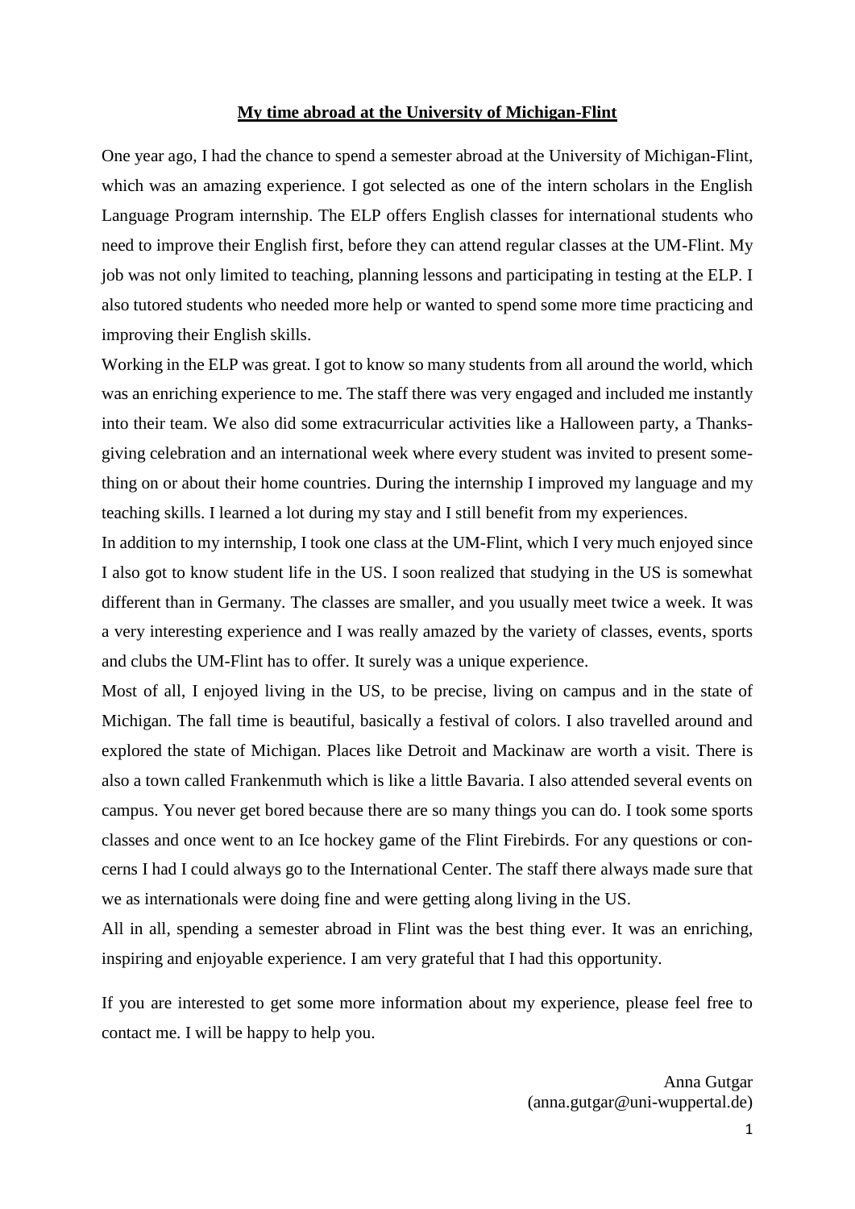# **My time abroad at the University of Michigan-Flint**

One year ago, I had the chance to spend a semester abroad at the University of Michigan-Flint, which was an amazing experience. I got selected as one of the intern scholars in the English Language Program internship. The ELP offers English classes for international students who need to improve their English first, before they can attend regular classes at the UM-Flint. My job was not only limited to teaching, planning lessons and participating in testing at the ELP. I also tutored students who needed more help or wanted to spend some more time practicing and improving their English skills.

Working in the ELP was great. I got to know so many students from all around the world, which was an enriching experience to me. The staff there was very engaged and included me instantly into their team. We also did some extracurricular activities like a Halloween party, a Thanksgiving celebration and an international week where every student was invited to present something on or about their home countries. During the internship I improved my language and my teaching skills. I learned a lot during my stay and I still benefit from my experiences.

In addition to my internship, I took one class at the UM-Flint, which I very much enjoyed since I also got to know student life in the US. I soon realized that studying in the US is somewhat different than in Germany. The classes are smaller, and you usually meet twice a week. It was a very interesting experience and I was really amazed by the variety of classes, events, sports and clubs the UM-Flint has to offer. It surely was a unique experience.

Most of all, I enjoyed living in the US, to be precise, living on campus and in the state of Michigan. The fall time is beautiful, basically a festival of colors. I also travelled around and explored the state of Michigan. Places like Detroit and Mackinaw are worth a visit. There is also a town called Frankenmuth which is like a little Bavaria. I also attended several events on campus. You never get bored because there are so many things you can do. I took some sports classes and once went to an Ice hockey game of the Flint Firebirds. For any questions or concerns I had I could always go to the International Center. The staff there always made sure that we as internationals were doing fine and were getting along living in the US.

All in all, spending a semester abroad in Flint was the best thing ever. It was an enriching, inspiring and enjoyable experience. I am very grateful that I had this opportunity.

If you are interested to get some more information about my experience, please feel free to contact me. I will be happy to help you.

Anna Gutgar
(anna.gutgar@uni-wuppertal.de)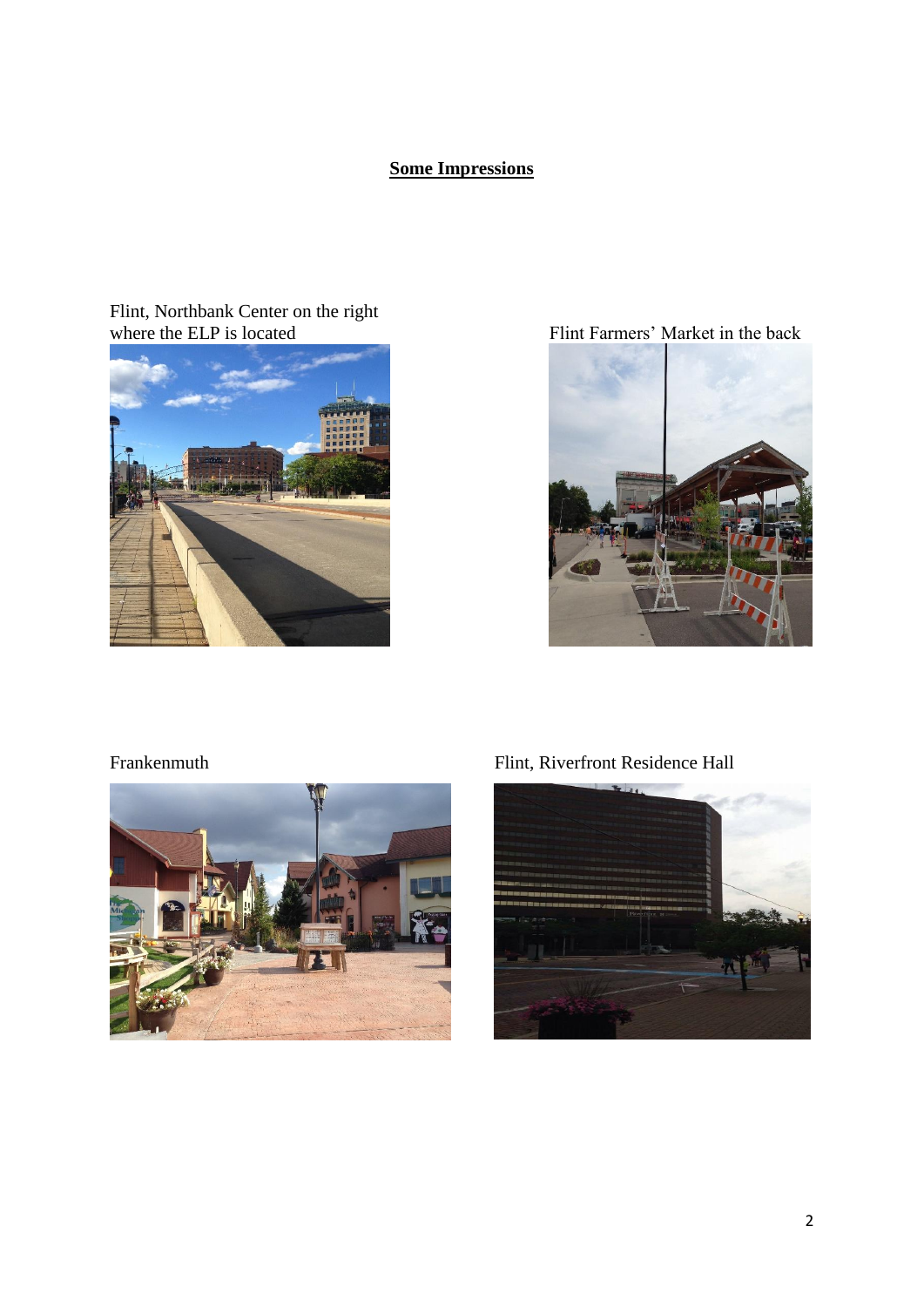**Some Impressions**

Flint, Northbank Center on the right where the ELP is located

Flint Farmers' Market in the back

Frankenmuth

Flint, Riverfront Residence Hall